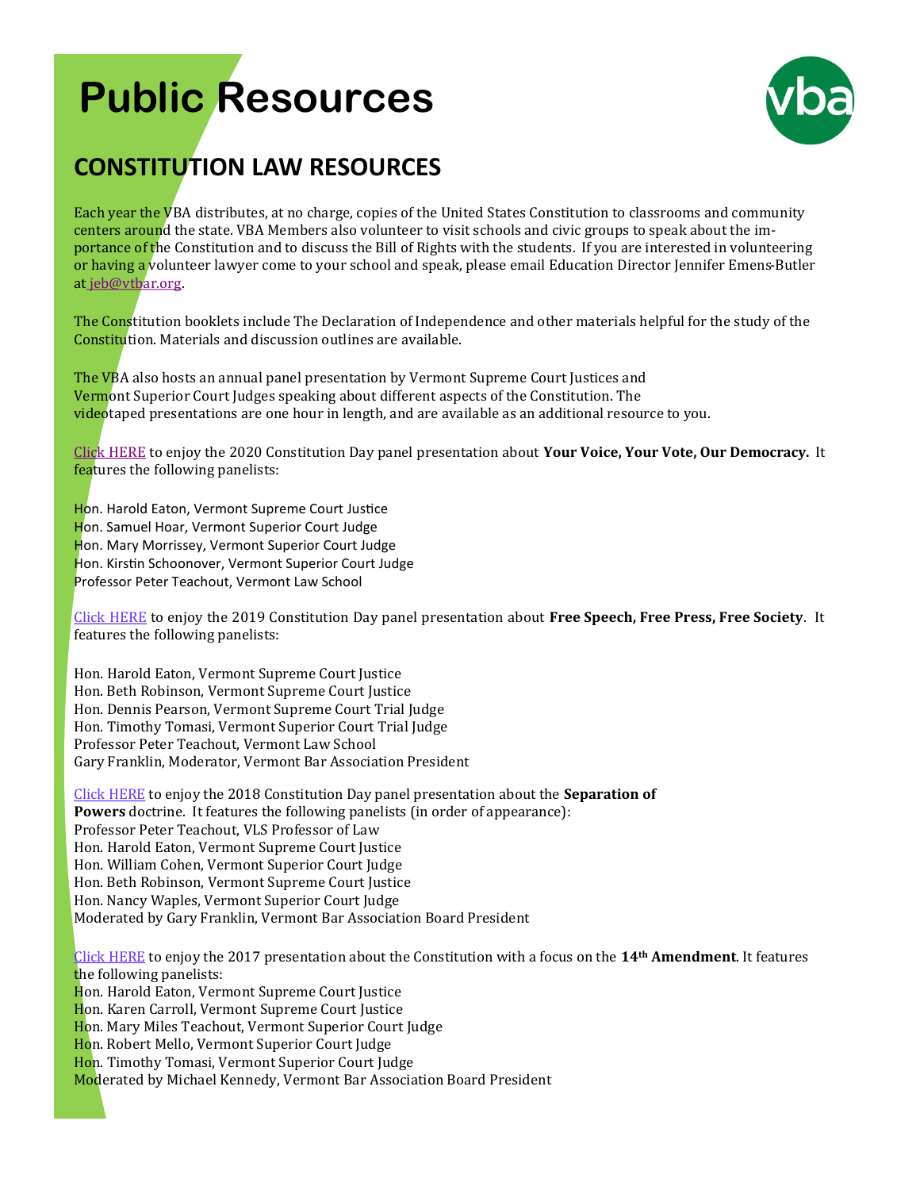# Public Resources

## CONSTITUTION LAW RESOURCES

Each year the VBA distributes, at no charge, copies of the United States Constitution to classrooms and community centers around the state. VBA Members also volunteer to visit schools and civic groups to speak about the importance of the Constitution and to discuss the Bill of Rights with the students. If you are interested in volunteering or having a volunteer lawyer come to your school and speak, please email Education Director Jennifer Emens-Butler at jeb@vtbar.org.

The Constitution booklets include The Declaration of Independence and other materials helpful for the study of the Constitution. Materials and discussion outlines are available.

The VBA also hosts an annual panel presentation by Vermont Supreme Court Justices and Vermont Superior Court Judges speaking about different aspects of the Constitution. The videotaped presentations are one hour in length, and are available as an additional resource to you.

Click HERE to enjoy the 2020 Constitution Day panel presentation about **Your Voice, Your Vote, Our Democracy.** It features the following panelists:

Hon. Harold Eaton, Vermont Supreme Court Justice
Hon. Samuel Hoar, Vermont Superior Court Judge
Hon. Mary Morrissey, Vermont Superior Court Judge
Hon. Kirstin Schoonover, Vermont Superior Court Judge
Professor Peter Teachout, Vermont Law School

Click HERE to enjoy the 2019 Constitution Day panel presentation about **Free Speech, Free Press, Free Society**. It features the following panelists:

Hon. Harold Eaton, Vermont Supreme Court Justice
Hon. Beth Robinson, Vermont Supreme Court Justice
Hon. Dennis Pearson, Vermont Supreme Court Trial Judge
Hon. Timothy Tomasi, Vermont Superior Court Trial Judge
Professor Peter Teachout, Vermont Law School
Gary Franklin, Moderator, Vermont Bar Association President

Click HERE to enjoy the 2018 Constitution Day panel presentation about the **Separation of Powers** doctrine. It features the following panelists (in order of appearance):
Professor Peter Teachout, VLS Professor of Law
Hon. Harold Eaton, Vermont Supreme Court Justice
Hon. William Cohen, Vermont Superior Court Judge
Hon. Beth Robinson, Vermont Supreme Court Justice
Hon. Nancy Waples, Vermont Superior Court Judge
Moderated by Gary Franklin, Vermont Bar Association Board President

Click HERE to enjoy the 2017 presentation about the Constitution with a focus on the **14th Amendment**. It features the following panelists:
Hon. Harold Eaton, Vermont Supreme Court Justice
Hon. Karen Carroll, Vermont Supreme Court Justice
Hon. Mary Miles Teachout, Vermont Superior Court Judge
Hon. Robert Mello, Vermont Superior Court Judge
Hon. Timothy Tomasi, Vermont Superior Court Judge
Moderated by Michael Kennedy, Vermont Bar Association Board President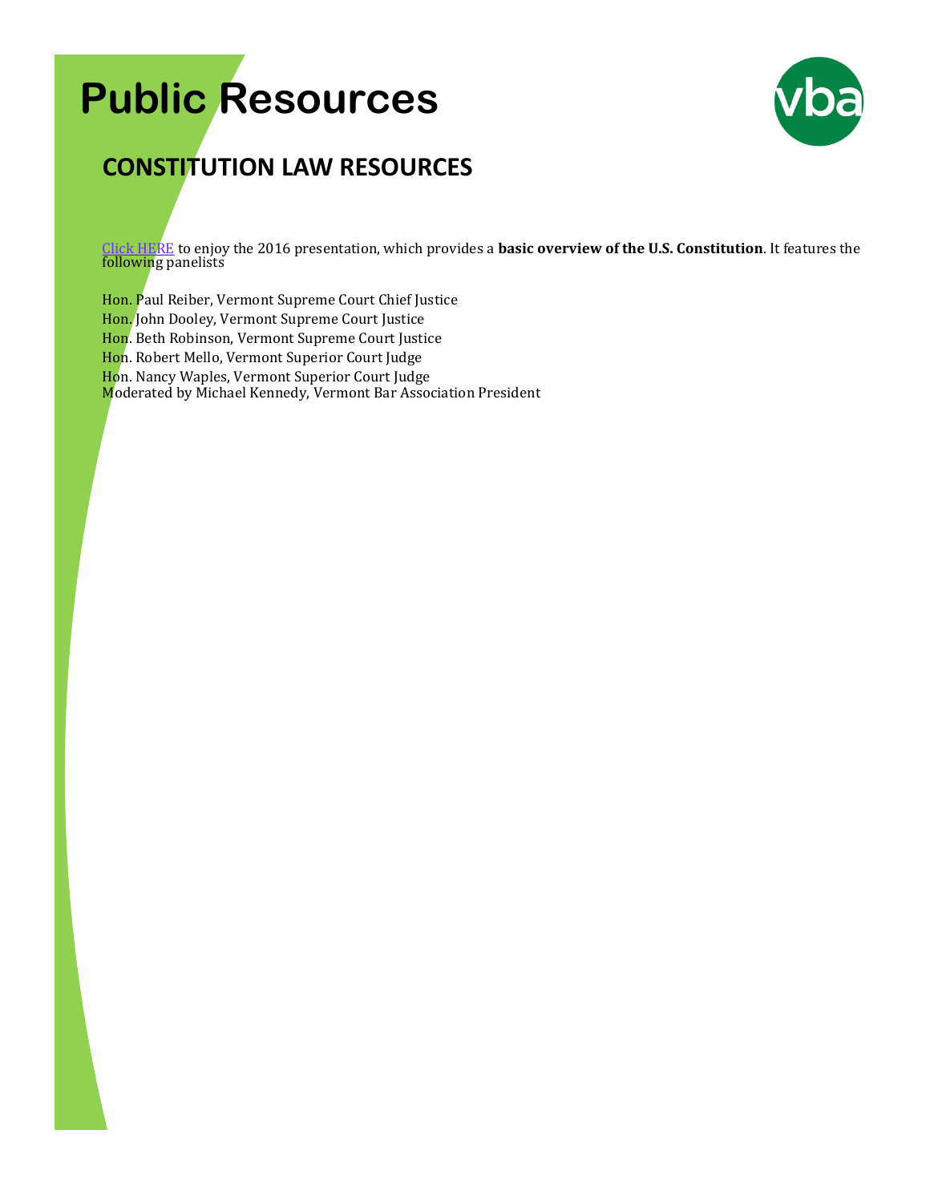# Public Resources

## CONSTITUTION LAW RESOURCES

Click HERE to enjoy the 2016 presentation, which provides a **basic overview of the U.S. Constitution**. It features the following panelists

Hon. Paul Reiber, Vermont Supreme Court Chief Justice
Hon. John Dooley, Vermont Supreme Court Justice
Hon. Beth Robinson, Vermont Supreme Court Justice
Hon. Robert Mello, Vermont Superior Court Judge
Hon. Nancy Waples, Vermont Superior Court Judge
Moderated by Michael Kennedy, Vermont Bar Association President